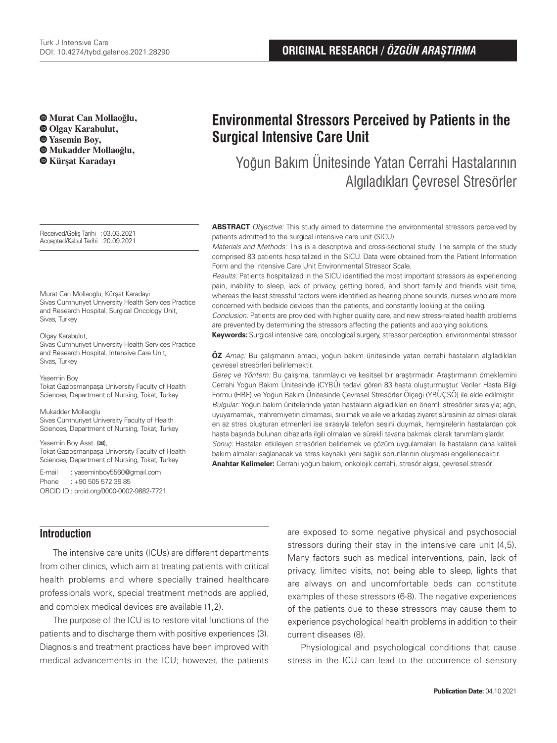ORIGINAL RESEARCH / *ÖZGÜN ARAŞTIRMA*

**Murat Can Mollaoğlu,**
**Olgay Karabulut,**
**Yasemin Boy,**
**Mukadder Mollaoğlu,**
**Kürşat Karadayı**

# Environmental Stressors Perceived by Patients in the Surgical Intensive Care Unit

## Yoğun Bakım Ünitesinde Yatan Cerrahi Hastalarının Algıladıkları Çevresel Stresörler

Received/Geliş Tarihi : 03.03.2021
Accepted/Kabul Tarihi : 20.09.2021

Murat Can Mollaoğlu, Kürşat Karadayı
Sivas Cumhuriyet University Health Services Practice and Research Hospital, Surgical Oncology Unit, Sivas, Turkey

Olgay Karabulut,
Sivas Cumhuriyet University Health Services Practice and Research Hospital, Intensive Care Unit, Sivas, Turkey

Yasemin Boy
Tokat Gaziosmanpaşa University Faculty of Health Sciences, Department of Nursing, Tokat, Turkey

Mukadder Mollaoğlu
Sivas Cumhuriyet University Faculty of Health Sciences, Department of Nursing, Tokat, Turkey

Yasemin Boy Asst. (✉),
Tokat Gaziosmanpaşa University Faculty of Health Sciences, Department of Nursing, Tokat, Turkey

E-mail : yaseminboy5560@gmail.com
Phone : +90 505 572 39 85
ORCID ID : orcid.org/0000-0002-9882-7721

**ABSTRACT** *Objective:* This study aimed to determine the environmental stressors perceived by patients admitted to the surgical intensive care unit (SICU).

*Materials and Methods:* This is a descriptive and cross-sectional study. The sample of the study comprised 83 patients hospitalized in the SICU. Data were obtained from the Patient Information Form and the Intensive Care Unit Environmental Stressor Scale.

*Results:* Patients hospitalized in the SICU identified the most important stressors as experiencing pain, inability to sleep, lack of privacy, getting bored, and short family and friends visit time, whereas the least stressful factors were identified as hearing phone sounds, nurses who are more concerned with bedside devices than the patients, and constantly looking at the ceiling.

*Conclusion:* Patients are provided with higher quality care, and new stress-related health problems are prevented by determining the stressors affecting the patients and applying solutions.

**Keywords:** Surgical intensive care, oncological surgery, stressor perception, environmental stressor

**ÖZ** *Amaç:* Bu çalışmanın amacı, yoğun bakım ünitesinde yatan cerrahi hastaların algıladıkları çevresel stresörleri belirlemektir.

*Gereç ve Yöntem:* Bu çalışma, tanımlayıcı ve kesitsel bir araştırmadır. Araştırmanın örneklemini Cerrahi Yoğun Bakım Ünitesinde (CYBÜ) tedavi gören 83 hasta oluşturmuştur. Veriler Hasta Bilgi Formu (HBF) ve Yoğun Bakım Ünitesinde Çevresel Stresörler Ölçeği (YBÜÇSÖ) ile elde edilmiştir.

*Bulgular:* Yoğun bakım ünitelerinde yatan hastaların algıladıkları en önemli stresörler sırasıyla; ağrı, uyuyamamak, mahremiyetin olmaması, sıkılmak ve aile ve arkadaş ziyaret süresinin az olması olarak en az stres oluşturan etmenleri ise sırasıyla telefon sesini duymak, hemşirelerin hastalardan çok hasta başında bulunan cihazlarla ilgili olmaları ve sürekli tavana bakmak olarak tanımlamışlardır.

*Sonuç:* Hastaları etkileyen stresörleri belirlemek ve çözüm uygulamaları ile hastaların daha kaliteli bakım almaları sağlanacak ve stres kaynaklı yeni sağlık sorunlarının oluşması engellenecektir.

**Anahtar Kelimeler:** Cerrahi yoğun bakım, onkolojik cerrahi, stresör algısı, çevresel stresör

## Introduction

The intensive care units (ICUs) are different departments from other clinics, which aim at treating patients with critical health problems and where specially trained healthcare professionals work, special treatment methods are applied, and complex medical devices are available (1,2).

The purpose of the ICU is to restore vital functions of the patients and to discharge them with positive experiences (3). Diagnosis and treatment practices have been improved with medical advancements in the ICU; however, the patients are exposed to some negative physical and psychosocial stressors during their stay in the intensive care unit (4,5). Many factors such as medical interventions, pain, lack of privacy, limited visits, not being able to sleep, lights that are always on and uncomfortable beds can constitute examples of these stressors (6-8). The negative experiences of the patients due to these stressors may cause them to experience psychological health problems in addition to their current diseases (8).

Physiological and psychological conditions that cause stress in the ICU can lead to the occurrence of sensory

**Publication Date:** 04.10.2021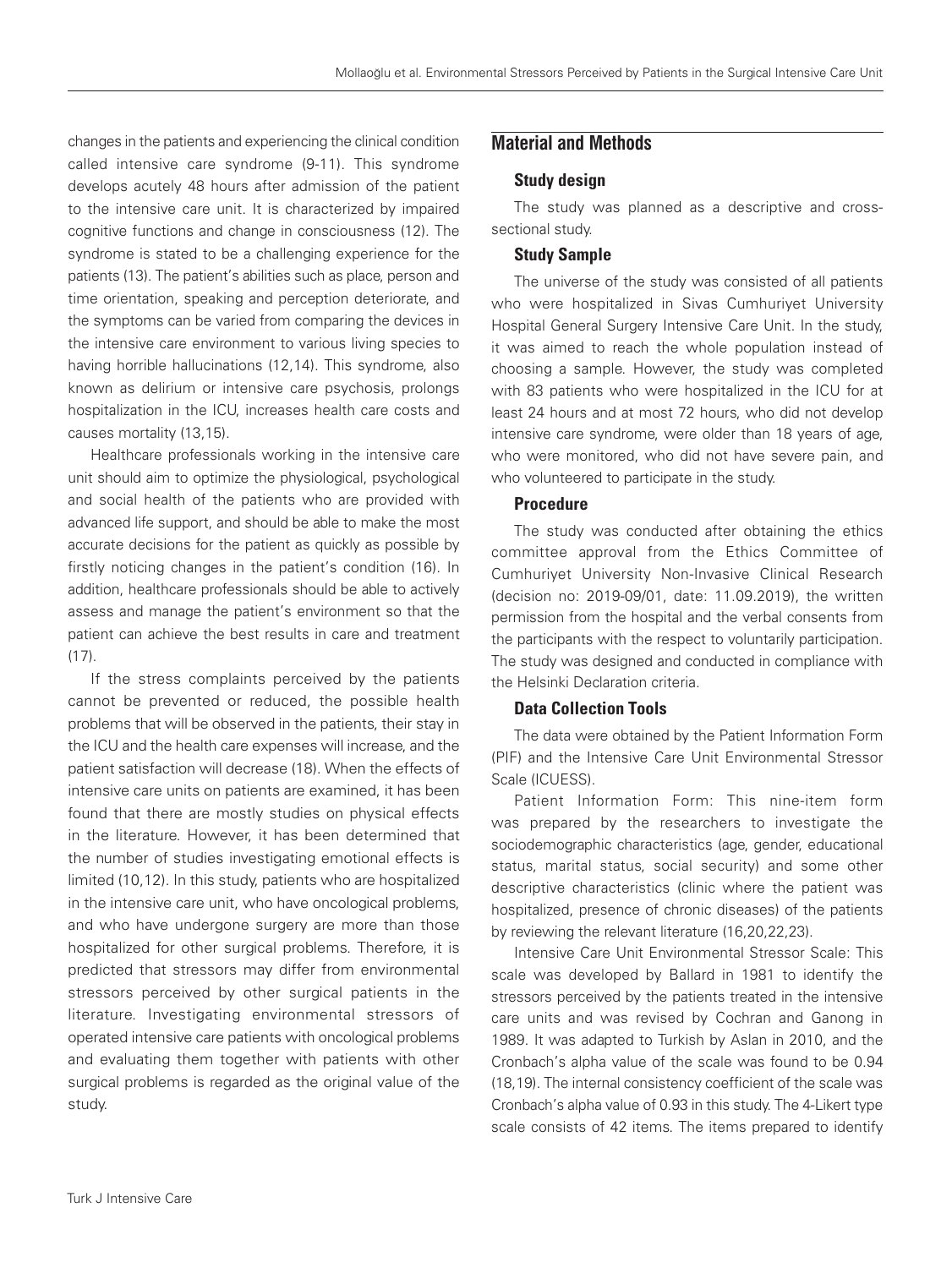changes in the patients and experiencing the clinical condition called intensive care syndrome (9-11). This syndrome develops acutely 48 hours after admission of the patient to the intensive care unit. It is characterized by impaired cognitive functions and change in consciousness (12). The syndrome is stated to be a challenging experience for the patients (13). The patient's abilities such as place, person and time orientation, speaking and perception deteriorate, and the symptoms can be varied from comparing the devices in the intensive care environment to various living species to having horrible hallucinations (12,14). This syndrome, also known as delirium or intensive care psychosis, prolongs hospitalization in the ICU, increases health care costs and causes mortality (13,15).

Healthcare professionals working in the intensive care unit should aim to optimize the physiological, psychological and social health of the patients who are provided with advanced life support, and should be able to make the most accurate decisions for the patient as quickly as possible by firstly noticing changes in the patient's condition (16). In addition, healthcare professionals should be able to actively assess and manage the patient's environment so that the patient can achieve the best results in care and treatment (17).

If the stress complaints perceived by the patients cannot be prevented or reduced, the possible health problems that will be observed in the patients, their stay in the ICU and the health care expenses will increase, and the patient satisfaction will decrease (18). When the effects of intensive care units on patients are examined, it has been found that there are mostly studies on physical effects in the literature. However, it has been determined that the number of studies investigating emotional effects is limited (10,12). In this study, patients who are hospitalized in the intensive care unit, who have oncological problems, and who have undergone surgery are more than those hospitalized for other surgical problems. Therefore, it is predicted that stressors may differ from environmental stressors perceived by other surgical patients in the literature. Investigating environmental stressors of operated intensive care patients with oncological problems and evaluating them together with patients with other surgical problems is regarded as the original value of the study.

## Material and Methods

### Study design

The study was planned as a descriptive and cross-sectional study.

### Study Sample

The universe of the study was consisted of all patients who were hospitalized in Sivas Cumhuriyet University Hospital General Surgery Intensive Care Unit. In the study, it was aimed to reach the whole population instead of choosing a sample. However, the study was completed with 83 patients who were hospitalized in the ICU for at least 24 hours and at most 72 hours, who did not develop intensive care syndrome, were older than 18 years of age, who were monitored, who did not have severe pain, and who volunteered to participate in the study.

### Procedure

The study was conducted after obtaining the ethics committee approval from the Ethics Committee of Cumhuriyet University Non-Invasive Clinical Research (decision no: 2019-09/01, date: 11.09.2019), the written permission from the hospital and the verbal consents from the participants with the respect to voluntarily participation. The study was designed and conducted in compliance with the Helsinki Declaration criteria.

### Data Collection Tools

The data were obtained by the Patient Information Form (PIF) and the Intensive Care Unit Environmental Stressor Scale (ICUESS).

Patient Information Form: This nine-item form was prepared by the researchers to investigate the sociodemographic characteristics (age, gender, educational status, marital status, social security) and some other descriptive characteristics (clinic where the patient was hospitalized, presence of chronic diseases) of the patients by reviewing the relevant literature (16,20,22,23).

Intensive Care Unit Environmental Stressor Scale: This scale was developed by Ballard in 1981 to identify the stressors perceived by the patients treated in the intensive care units and was revised by Cochran and Ganong in 1989. It was adapted to Turkish by Aslan in 2010, and the Cronbach's alpha value of the scale was found to be 0.94 (18,19). The internal consistency coefficient of the scale was Cronbach's alpha value of 0.93 in this study. The 4-Likert type scale consists of 42 items. The items prepared to identify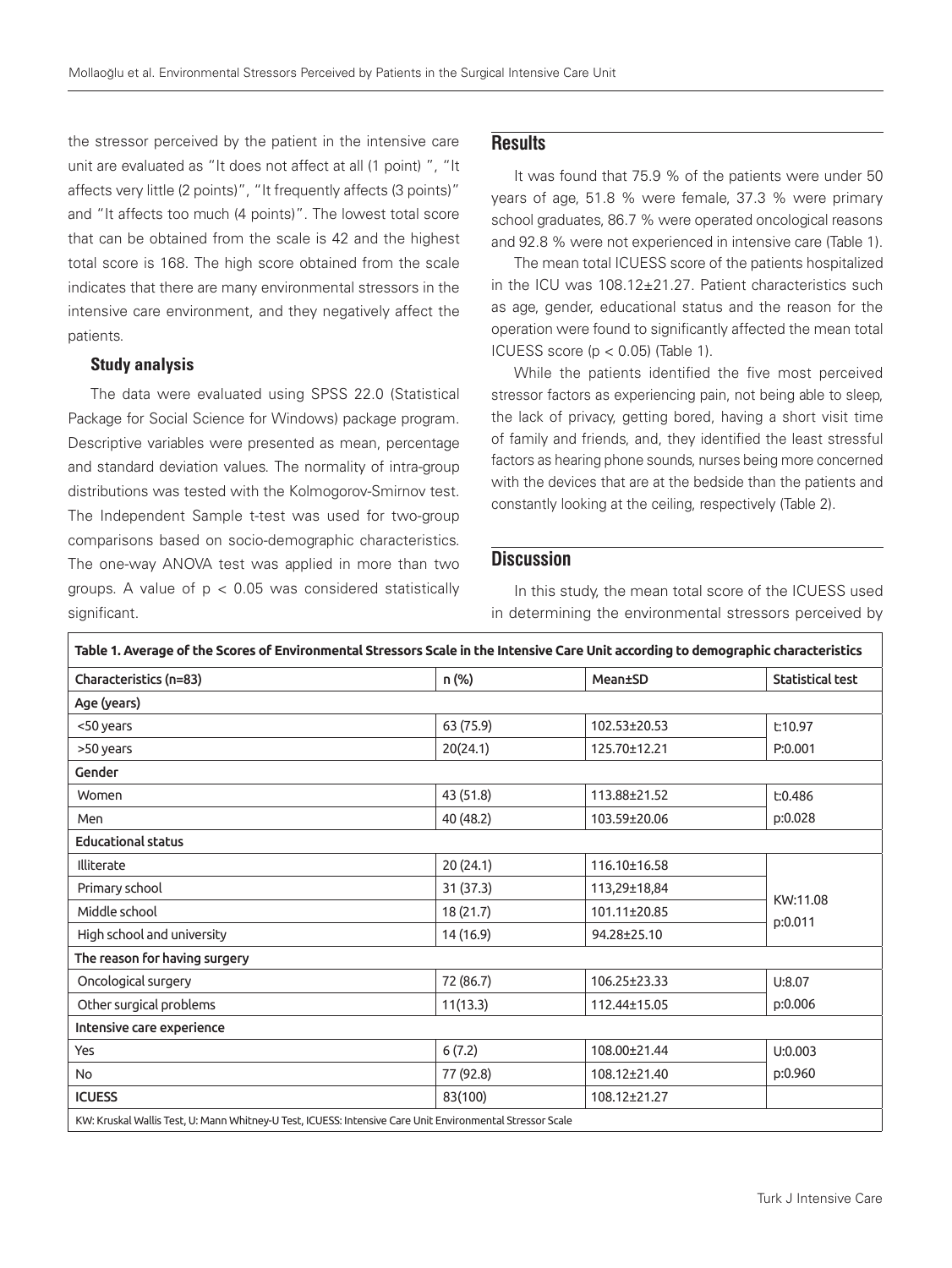the stressor perceived by the patient in the intensive care unit are evaluated as "It does not affect at all (1 point) ", "It affects very little (2 points)", "It frequently affects (3 points)" and "It affects too much (4 points)". The lowest total score that can be obtained from the scale is 42 and the highest total score is 168. The high score obtained from the scale indicates that there are many environmental stressors in the intensive care environment, and they negatively affect the patients.

### Study analysis

The data were evaluated using SPSS 22.0 (Statistical Package for Social Science for Windows) package program. Descriptive variables were presented as mean, percentage and standard deviation values. The normality of intra-group distributions was tested with the Kolmogorov-Smirnov test. The Independent Sample t-test was used for two-group comparisons based on socio-demographic characteristics. The one-way ANOVA test was applied in more than two groups. A value of $p < 0.05$ was considered statistically significant.

## Results

It was found that 75.9 % of the patients were under 50 years of age, 51.8 % were female, 37.3 % were primary school graduates, 86.7 % were operated oncological reasons and 92.8 % were not experienced in intensive care (Table 1).

The mean total ICUESS score of the patients hospitalized in the ICU was 108.12±21.27. Patient characteristics such as age, gender, educational status and the reason for the operation were found to significantly affected the mean total ICUESS score ($p < 0.05$) (Table 1).

While the patients identified the five most perceived stressor factors as experiencing pain, not being able to sleep, the lack of privacy, getting bored, having a short visit time of family and friends, and, they identified the least stressful factors as hearing phone sounds, nurses being more concerned with the devices that are at the bedside than the patients and constantly looking at the ceiling, respectively (Table 2).

## Discussion

In this study, the mean total score of the ICUESS used in determining the environmental stressors perceived by

**Table 1. Average of the Scores of Environmental Stressors Scale in the Intensive Care Unit according to demographic characteristics**

| Characteristics (n=83) | n (%) | Mean±SD | Statistical test |
|---|---|---|---|
| **Age (years)** | | | |
| <50 years | 63 (75.9) | 102.53±20.53 | t:10.97 |
| >50 years | 20(24.1) | 125.70±12.21 | P:0.001 |
| **Gender** | | | |
| Women | 43 (51.8) | 113.88±21.52 | t:0.486 |
| Men | 40 (48.2) | 103.59±20.06 | p:0.028 |
| **Educational status** | | | |
| Illiterate | 20 (24.1) | 116.10±16.58 | KW:11.08 p:0.011 |
| Primary school | 31 (37.3) | 113,29±18,84 | |
| Middle school | 18 (21.7) | 101.11±20.85 | |
| High school and university | 14 (16.9) | 94.28±25.10 | |
| **The reason for having surgery** | | | |
| Oncological surgery | 72 (86.7) | 106.25±23.33 | U:8.07 |
| Other surgical problems | 11(13.3) | 112.44±15.05 | p:0.006 |
| **Intensive care experience** | | | |
| Yes | 6 (7.2) | 108.00±21.44 | U:0.003 |
| No | 77 (92.8) | 108.12±21.40 | p:0.960 |
| **ICUESS** | 83(100) | 108.12±21.27 | |

KW: Kruskal Wallis Test, U: Mann Whitney-U Test, ICUESS: Intensive Care Unit Environmental Stressor Scale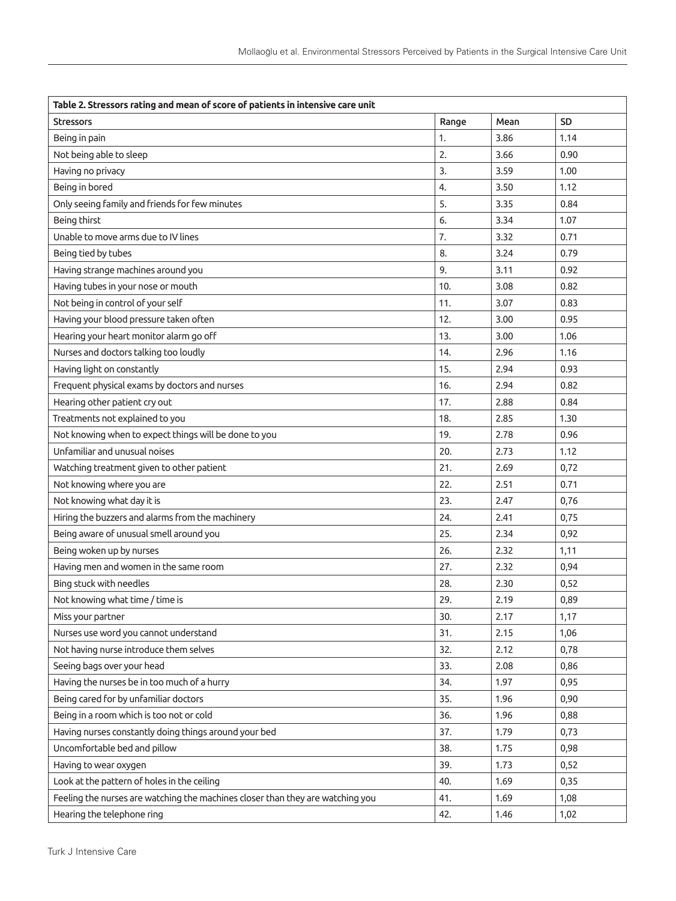**Table 2. Stressors rating and mean of score of patients in intensive care unit**

| Stressors | Range | Mean | SD |
|---|---|---|---|
| Being in pain | 1. | 3.86 | 1.14 |
| Not being able to sleep | 2. | 3.66 | 0.90 |
| Having no privacy | 3. | 3.59 | 1.00 |
| Being in bored | 4. | 3.50 | 1.12 |
| Only seeing family and friends for few minutes | 5. | 3.35 | 0.84 |
| Being thirst | 6. | 3.34 | 1.07 |
| Unable to move arms due to IV lines | 7. | 3.32 | 0.71 |
| Being tied by tubes | 8. | 3.24 | 0.79 |
| Having strange machines around you | 9. | 3.11 | 0.92 |
| Having tubes in your nose or mouth | 10. | 3.08 | 0.82 |
| Not being in control of your self | 11. | 3.07 | 0.83 |
| Having your blood pressure taken often | 12. | 3.00 | 0.95 |
| Hearing your heart monitor alarm go off | 13. | 3.00 | 1.06 |
| Nurses and doctors talking too loudly | 14. | 2.96 | 1.16 |
| Having light on constantly | 15. | 2.94 | 0.93 |
| Frequent physical exams by doctors and nurses | 16. | 2.94 | 0.82 |
| Hearing other patient cry out | 17. | 2.88 | 0.84 |
| Treatments not explained to you | 18. | 2.85 | 1.30 |
| Not knowing when to expect things will be done to you | 19. | 2.78 | 0.96 |
| Unfamiliar and unusual noises | 20. | 2.73 | 1.12 |
| Watching treatment given to other patient | 21. | 2.69 | 0,72 |
| Not knowing where you are | 22. | 2.51 | 0.71 |
| Not knowing what day it is | 23. | 2.47 | 0,76 |
| Hiring the buzzers and alarms from the machinery | 24. | 2.41 | 0,75 |
| Being aware of unusual smell around you | 25. | 2.34 | 0,92 |
| Being woken up by nurses | 26. | 2.32 | 1,11 |
| Having men and women in the same room | 27. | 2.32 | 0,94 |
| Bing stuck with needles | 28. | 2.30 | 0,52 |
| Not knowing what time / time is | 29. | 2.19 | 0,89 |
| Miss your partner | 30. | 2.17 | 1,17 |
| Nurses use word you cannot understand | 31. | 2.15 | 1,06 |
| Not having nurse introduce them selves | 32. | 2.12 | 0,78 |
| Seeing bags over your head | 33. | 2.08 | 0,86 |
| Having the nurses be in too much of a hurry | 34. | 1.97 | 0,95 |
| Being cared for by unfamiliar doctors | 35. | 1.96 | 0,90 |
| Being in a room which is too not or cold | 36. | 1.96 | 0,88 |
| Having nurses constantly doing things around your bed | 37. | 1.79 | 0,73 |
| Uncomfortable bed and pillow | 38. | 1.75 | 0,98 |
| Having to wear oxygen | 39. | 1.73 | 0,52 |
| Look at the pattern of holes in the ceiling | 40. | 1.69 | 0,35 |
| Feeling the nurses are watching the machines closer than they are watching you | 41. | 1.69 | 1,08 |
| Hearing the telephone ring | 42. | 1.46 | 1,02 |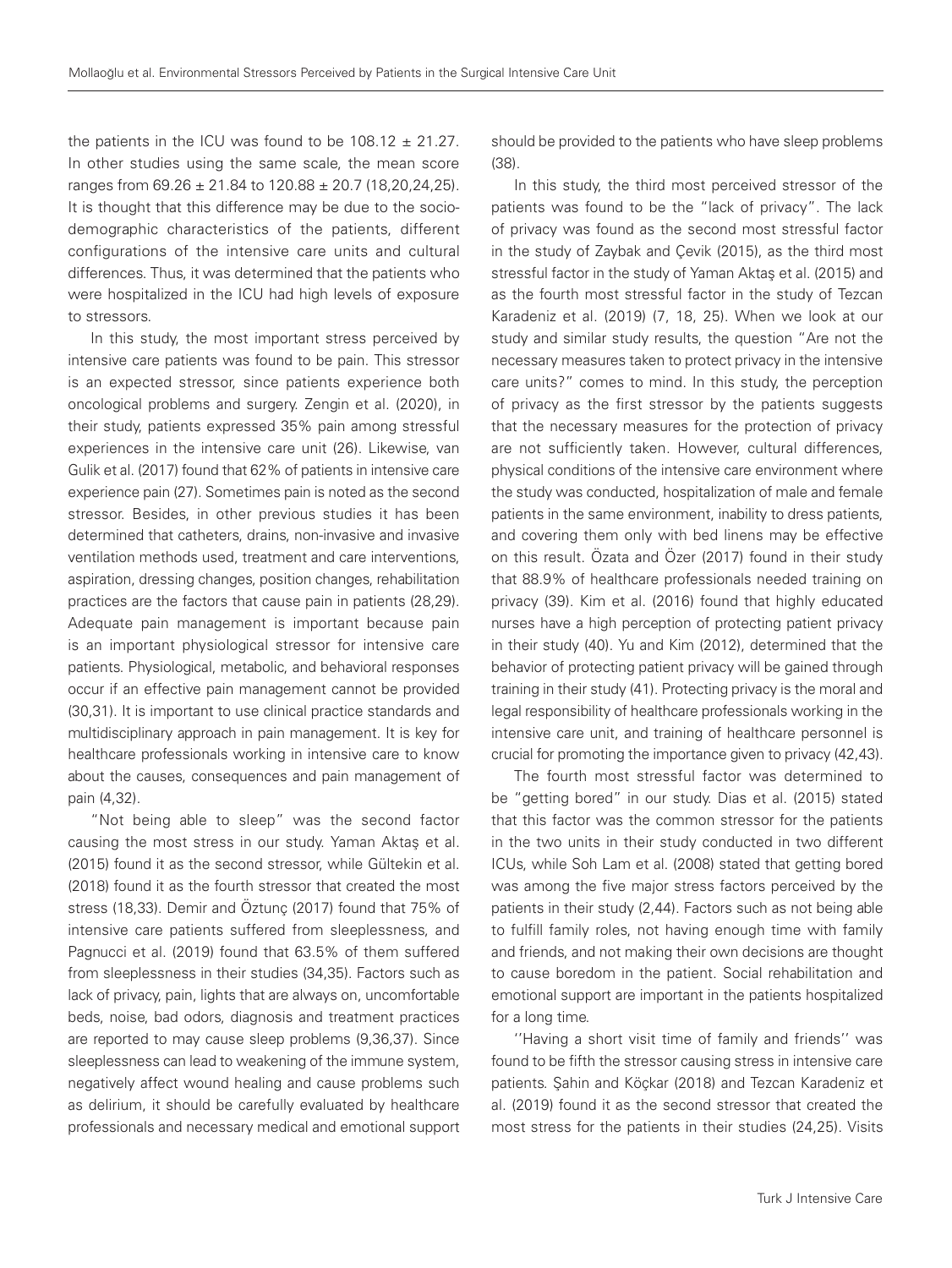the patients in the ICU was found to be 108.12 ± 21.27. In other studies using the same scale, the mean score ranges from 69.26 ± 21.84 to 120.88 ± 20.7 (18,20,24,25). It is thought that this difference may be due to the socio-demographic characteristics of the patients, different configurations of the intensive care units and cultural differences. Thus, it was determined that the patients who were hospitalized in the ICU had high levels of exposure to stressors.

In this study, the most important stress perceived by intensive care patients was found to be pain. This stressor is an expected stressor, since patients experience both oncological problems and surgery. Zengin et al. (2020), in their study, patients expressed 35% pain among stressful experiences in the intensive care unit (26). Likewise, van Gulik et al. (2017) found that 62% of patients in intensive care experience pain (27). Sometimes pain is noted as the second stressor. Besides, in other previous studies it has been determined that catheters, drains, non-invasive and invasive ventilation methods used, treatment and care interventions, aspiration, dressing changes, position changes, rehabilitation practices are the factors that cause pain in patients (28,29). Adequate pain management is important because pain is an important physiological stressor for intensive care patients. Physiological, metabolic, and behavioral responses occur if an effective pain management cannot be provided (30,31). It is important to use clinical practice standards and multidisciplinary approach in pain management. It is key for healthcare professionals working in intensive care to know about the causes, consequences and pain management of pain (4,32).

"Not being able to sleep" was the second factor causing the most stress in our study. Yaman Aktaş et al. (2015) found it as the second stressor, while Gültekin et al. (2018) found it as the fourth stressor that created the most stress (18,33). Demir and Öztunç (2017) found that 75% of intensive care patients suffered from sleeplessness, and Pagnucci et al. (2019) found that 63.5% of them suffered from sleeplessness in their studies (34,35). Factors such as lack of privacy, pain, lights that are always on, uncomfortable beds, noise, bad odors, diagnosis and treatment practices are reported to may cause sleep problems (9,36,37). Since sleeplessness can lead to weakening of the immune system, negatively affect wound healing and cause problems such as delirium, it should be carefully evaluated by healthcare professionals and necessary medical and emotional support should be provided to the patients who have sleep problems (38).

In this study, the third most perceived stressor of the patients was found to be the "lack of privacy". The lack of privacy was found as the second most stressful factor in the study of Zaybak and Çevik (2015), as the third most stressful factor in the study of Yaman Aktaş et al. (2015) and as the fourth most stressful factor in the study of Tezcan Karadeniz et al. (2019) (7, 18, 25). When we look at our study and similar study results, the question "Are not the necessary measures taken to protect privacy in the intensive care units?" comes to mind. In this study, the perception of privacy as the first stressor by the patients suggests that the necessary measures for the protection of privacy are not sufficiently taken. However, cultural differences, physical conditions of the intensive care environment where the study was conducted, hospitalization of male and female patients in the same environment, inability to dress patients, and covering them only with bed linens may be effective on this result. Özata and Özer (2017) found in their study that 88.9% of healthcare professionals needed training on privacy (39). Kim et al. (2016) found that highly educated nurses have a high perception of protecting patient privacy in their study (40). Yu and Kim (2012), determined that the behavior of protecting patient privacy will be gained through training in their study (41). Protecting privacy is the moral and legal responsibility of healthcare professionals working in the intensive care unit, and training of healthcare personnel is crucial for promoting the importance given to privacy (42,43).

The fourth most stressful factor was determined to be "getting bored" in our study. Dias et al. (2015) stated that this factor was the common stressor for the patients in the two units in their study conducted in two different ICUs, while Soh Lam et al. (2008) stated that getting bored was among the five major stress factors perceived by the patients in their study (2,44). Factors such as not being able to fulfill family roles, not having enough time with family and friends, and not making their own decisions are thought to cause boredom in the patient. Social rehabilitation and emotional support are important in the patients hospitalized for a long time.

''Having a short visit time of family and friends'' was found to be fifth the stressor causing stress in intensive care patients. Şahin and Köçkar (2018) and Tezcan Karadeniz et al. (2019) found it as the second stressor that created the most stress for the patients in their studies (24,25). Visits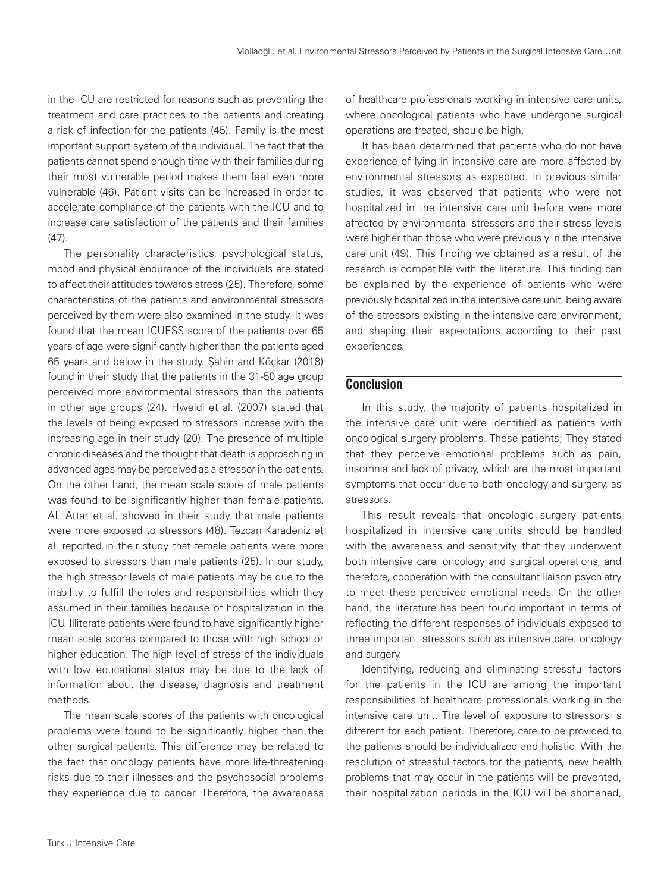in the ICU are restricted for reasons such as preventing the treatment and care practices to the patients and creating a risk of infection for the patients (45). Family is the most important support system of the individual. The fact that the patients cannot spend enough time with their families during their most vulnerable period makes them feel even more vulnerable (46). Patient visits can be increased in order to accelerate compliance of the patients with the ICU and to increase care satisfaction of the patients and their families (47).

The personality characteristics, psychological status, mood and physical endurance of the individuals are stated to affect their attitudes towards stress (25). Therefore, some characteristics of the patients and environmental stressors perceived by them were also examined in the study. It was found that the mean ICUESS score of the patients over 65 years of age were significantly higher than the patients aged 65 years and below in the study. Şahin and Köçkar (2018) found in their study that the patients in the 31-50 age group perceived more environmental stressors than the patients in other age groups (24). Hweidi et al. (2007) stated that the levels of being exposed to stressors increase with the increasing age in their study (20). The presence of multiple chronic diseases and the thought that death is approaching in advanced ages may be perceived as a stressor in the patients. On the other hand, the mean scale score of male patients was found to be significantly higher than female patients. AL Attar et al. showed in their study that male patients were more exposed to stressors (48). Tezcan Karadeniz et al. reported in their study that female patients were more exposed to stressors than male patients (25). In our study, the high stressor levels of male patients may be due to the inability to fulfill the roles and responsibilities which they assumed in their families because of hospitalization in the ICU. Illiterate patients were found to have significantly higher mean scale scores compared to those with high school or higher education. The high level of stress of the individuals with low educational status may be due to the lack of information about the disease, diagnosis and treatment methods.

The mean scale scores of the patients with oncological problems were found to be significantly higher than the other surgical patients. This difference may be related to the fact that oncology patients have more life-threatening risks due to their illnesses and the psychosocial problems they experience due to cancer. Therefore, the awareness of healthcare professionals working in intensive care units, where oncological patients who have undergone surgical operations are treated, should be high.

It has been determined that patients who do not have experience of lying in intensive care are more affected by environmental stressors as expected. In previous similar studies, it was observed that patients who were not hospitalized in the intensive care unit before were more affected by environmental stressors and their stress levels were higher than those who were previously in the intensive care unit (49). This finding we obtained as a result of the research is compatible with the literature. This finding can be explained by the experience of patients who were previously hospitalized in the intensive care unit, being aware of the stressors existing in the intensive care environment, and shaping their expectations according to their past experiences.

## Conclusion

In this study, the majority of patients hospitalized in the intensive care unit were identified as patients with oncological surgery problems. These patients; They stated that they perceive emotional problems such as pain, insomnia and lack of privacy, which are the most important symptoms that occur due to both oncology and surgery, as stressors.

This result reveals that oncologic surgery patients hospitalized in intensive care units should be handled with the awareness and sensitivity that they underwent both intensive care, oncology and surgical operations, and therefore, cooperation with the consultant liaison psychiatry to meet these perceived emotional needs. On the other hand, the literature has been found important in terms of reflecting the different responses of individuals exposed to three important stressors such as intensive care, oncology and surgery.

Identifying, reducing and eliminating stressful factors for the patients in the ICU are among the important responsibilities of healthcare professionals working in the intensive care unit. The level of exposure to stressors is different for each patient. Therefore, care to be provided to the patients should be individualized and holistic. With the resolution of stressful factors for the patients, new health problems that may occur in the patients will be prevented, their hospitalization periods in the ICU will be shortened,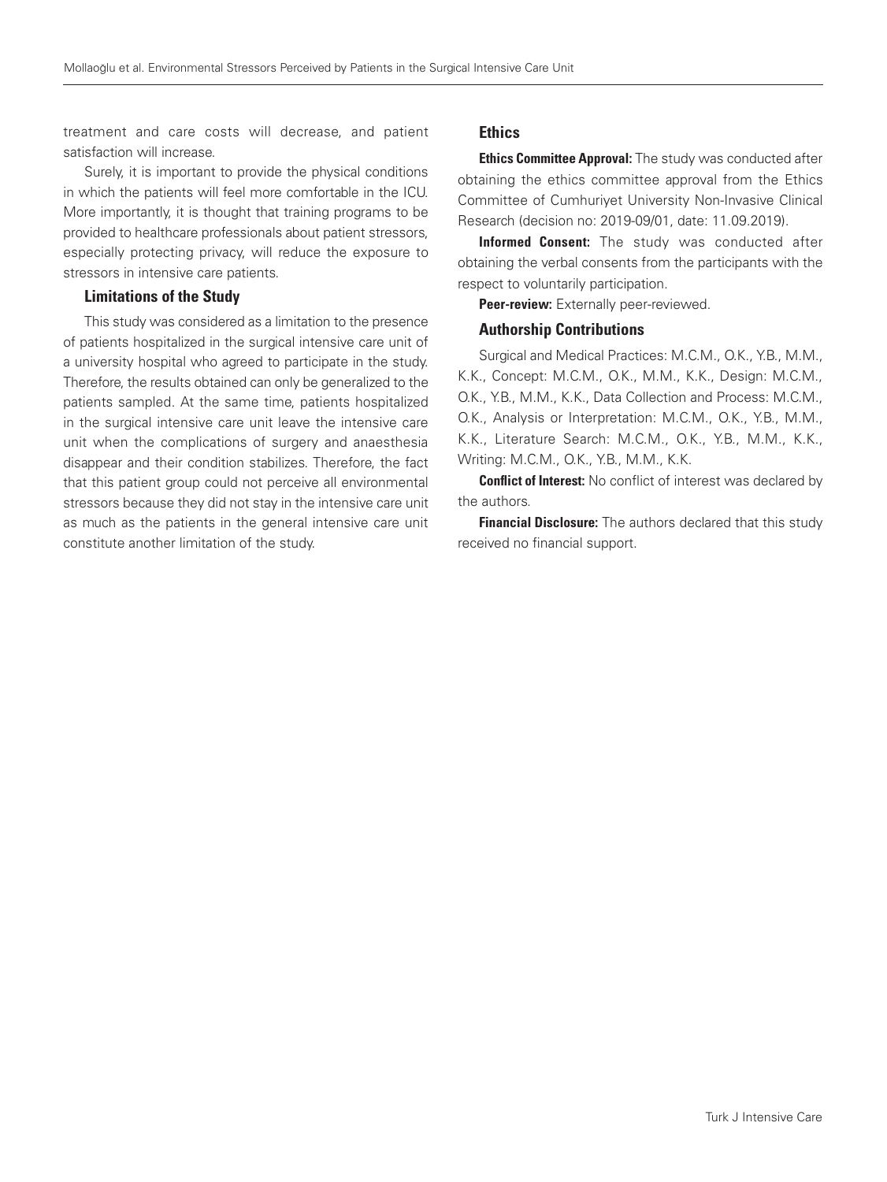treatment and care costs will decrease, and patient satisfaction will increase.

Surely, it is important to provide the physical conditions in which the patients will feel more comfortable in the ICU. More importantly, it is thought that training programs to be provided to healthcare professionals about patient stressors, especially protecting privacy, will reduce the exposure to stressors in intensive care patients.

### Limitations of the Study

This study was considered as a limitation to the presence of patients hospitalized in the surgical intensive care unit of a university hospital who agreed to participate in the study. Therefore, the results obtained can only be generalized to the patients sampled. At the same time, patients hospitalized in the surgical intensive care unit leave the intensive care unit when the complications of surgery and anaesthesia disappear and their condition stabilizes. Therefore, the fact that this patient group could not perceive all environmental stressors because they did not stay in the intensive care unit as much as the patients in the general intensive care unit constitute another limitation of the study.

## Ethics

**Ethics Committee Approval:** The study was conducted after obtaining the ethics committee approval from the Ethics Committee of Cumhuriyet University Non-Invasive Clinical Research (decision no: 2019-09/01, date: 11.09.2019).

**Informed Consent:** The study was conducted after obtaining the verbal consents from the participants with the respect to voluntarily participation.

**Peer-review:** Externally peer-reviewed.

### Authorship Contributions

Surgical and Medical Practices: M.C.M., O.K., Y.B., M.M., K.K., Concept: M.C.M., O.K., M.M., K.K., Design: M.C.M., O.K., Y.B., M.M., K.K., Data Collection and Process: M.C.M., O.K., Analysis or Interpretation: M.C.M., O.K., Y.B., M.M., K.K., Literature Search: M.C.M., O.K., Y.B., M.M., K.K., Writing: M.C.M., O.K., Y.B., M.M., K.K.

**Conflict of Interest:** No conflict of interest was declared by the authors.

**Financial Disclosure:** The authors declared that this study received no financial support.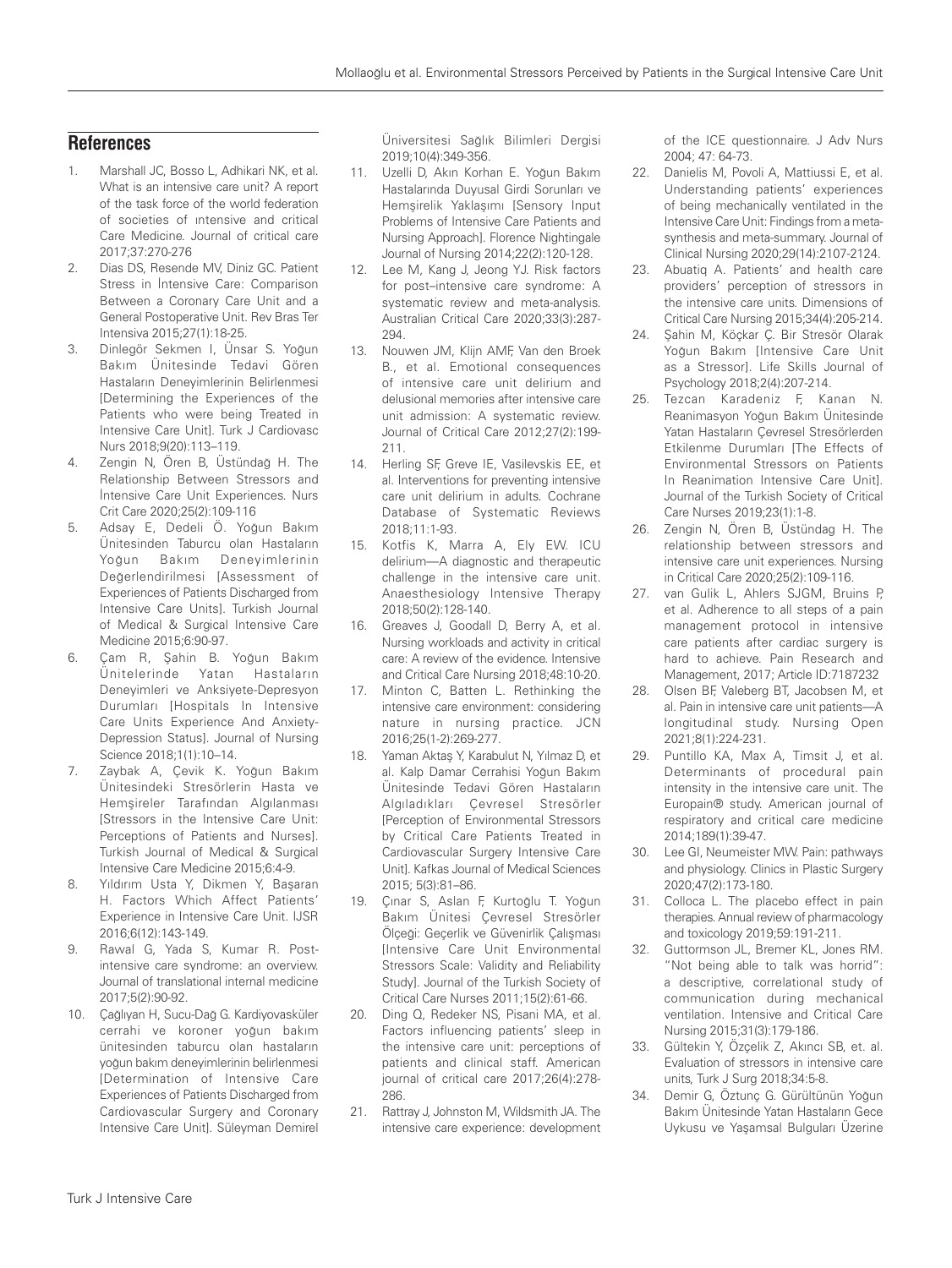## References

1. Marshall JC, Bosso L, Adhikari NK, et al. What is an intensive care unit? A report of the task force of the world federation of societies of ıntensive and critical Care Medicine. Journal of critical care 2017;37:270-276
2. Dias DS, Resende MV, Diniz GC. Patient Stress in İntensive Care: Comparison Between a Coronary Care Unit and a General Postoperative Unit. Rev Bras Ter Intensiva 2015;27(1):18-25.
3. Dinlegör Sekmen I, Ünsar S. Yoğun Bakım Ünitesinde Tedavi Gören Hastaların Deneyimlerinin Belirlenmesi [Determining the Experiences of the Patients who were being Treated in Intensive Care Unit]. Turk J Cardiovasc Nurs 2018;9(20):113–119.
4. Zengin N, Ören B, Üstündağ H. The Relationship Between Stressors and İntensive Care Unit Experiences. Nurs Crit Care 2020;25(2):109-116
5. Adsay E, Dedeli Ö. Yoğun Bakım Ünitesinden Taburcu olan Hastaların Yoğun Bakım Deneyimlerinin Değerlendirilmesi [Assessment of Experiences of Patients Discharged from Intensive Care Units]. Turkish Journal of Medical & Surgical Intensive Care Medicine 2015;6:90-97.
6. Çam R, Şahin B. Yoğun Bakım Ünitelerinde Yatan Hastaların Deneyimleri ve Anksiyete-Depresyon Durumları [Hospitals In Intensive Care Units Experience And Anxiety-Depression Status]. Journal of Nursing Science 2018;1(1):10–14.
7. Zaybak A, Çevik K. Yoğun Bakım Ünitesindeki Stresörlerin Hasta ve Hemşireler Tarafından Algılanması [Stressors in the Intensive Care Unit: Perceptions of Patients and Nurses]. Turkish Journal of Medical & Surgical Intensive Care Medicine 2015;6:4-9.
8. Yıldırım Usta Y, Dikmen Y, Başaran H. Factors Which Affect Patients' Experience in Intensive Care Unit. IJSR 2016;6(12):143-149.
9. Rawal G, Yada S, Kumar R. Post-intensive care syndrome: an overview. Journal of translational internal medicine 2017;5(2):90-92.
10. Çağlıyan H, Sucu-Dağ G. Kardiyovasküler cerrahi ve koroner yoğun bakım ünitesinden taburcu olan hastaların yoğun bakım deneyimlerinin belirlenmesi [Determination of Intensive Care Experiences of Patients Discharged from Cardiovascular Surgery and Coronary Intensive Care Unit]. Süleyman Demirel Üniversitesi Sağlık Bilimleri Dergisi 2019;10(4):349-356.
11. Uzelli D, Akın Korhan E. Yoğun Bakım Hastalarında Duyusal Girdi Sorunları ve Hemşirelik Yaklaşımı [Sensory Input Problems of Intensive Care Patients and Nursing Approach]. Florence Nightingale Journal of Nursing 2014;22(2):120-128.
12. Lee M, Kang J, Jeong YJ. Risk factors for post–intensive care syndrome: A systematic review and meta-analysis. Australian Critical Care 2020;33(3):287-294.
13. Nouwen JM, Klijn AMF, Van den Broek B., et al. Emotional consequences of intensive care unit delirium and delusional memories after intensive care unit admission: A systematic review. Journal of Critical Care 2012;27(2):199-211.
14. Herling SF, Greve IE, Vasilevskis EE, et al. Interventions for preventing intensive care unit delirium in adults. Cochrane Database of Systematic Reviews 2018;11:1-93.
15. Kotfis K, Marra A, Ely EW. ICU delirium—A diagnostic and therapeutic challenge in the intensive care unit. Anaesthesiology Intensive Therapy 2018;50(2):128-140.
16. Greaves J, Goodall D, Berry A, et al. Nursing workloads and activity in critical care: A review of the evidence. Intensive and Critical Care Nursing 2018;48:10-20.
17. Minton C, Batten L. Rethinking the intensive care environment: considering nature in nursing practice. JCN 2016;25(1-2):269-277.
18. Yaman Aktaş Y, Karabulut N, Yılmaz D, et al. Kalp Damar Cerrahisi Yoğun Bakım Ünitesinde Tedavi Gören Hastaların Algıladıkları Çevresel Stresörler [Perception of Environmental Stressors by Critical Care Patients Treated in Cardiovascular Surgery Intensive Care Unit]. Kafkas Journal of Medical Sciences 2015; 5(3):81–86.
19. Çınar S, Aslan F, Kurtoğlu T. Yoğun Bakım Ünitesi Çevresel Stresörler Ölçeği: Geçerlik ve Güvenirlik Çalışması [Intensive Care Unit Environmental Stressors Scale: Validity and Reliability Study]. Journal of the Turkish Society of Critical Care Nurses 2011;15(2):61-66.
20. Ding Q, Redeker NS, Pisani MA, et al. Factors influencing patients' sleep in the intensive care unit: perceptions of patients and clinical staff. American journal of critical care 2017;26(4):278-286.
21. Rattray J, Johnston M, Wildsmith JA. The intensive care experience: development of the ICE questionnaire. J Adv Nurs 2004; 47: 64-73.
22. Danielis M, Povoli A, Mattiussi E, et al. Understanding patients' experiences of being mechanically ventilated in the Intensive Care Unit: Findings from a meta-synthesis and meta-summary. Journal of Clinical Nursing 2020;29(14):2107-2124.
23. Abuatiq A. Patients' and health care providers' perception of stressors in the intensive care units. Dimensions of Critical Care Nursing 2015;34(4):205-214.
24. Şahin M, Köçkar Ç. Bir Stresör Olarak Yoğun Bakım [Intensive Care Unit as a Stressor]. Life Skills Journal of Psychology 2018;2(4):207-214.
25. Tezcan Karadeniz F, Kanan N. Reanimasyon Yoğun Bakım Ünitesinde Yatan Hastaların Çevresel Stresörlerden Etkilenme Durumları [The Effects of Environmental Stressors on Patients In Reanimation Intensive Care Unit]. Journal of the Turkish Society of Critical Care Nurses 2019;23(1):1-8.
26. Zengin N, Ören B, Üstündag H. The relationship between stressors and intensive care unit experiences. Nursing in Critical Care 2020;25(2):109-116.
27. van Gulik L, Ahlers SJGM, Bruins P, et al. Adherence to all steps of a pain management protocol in intensive care patients after cardiac surgery is hard to achieve. Pain Research and Management, 2017; Article ID:7187232
28. Olsen BF, Valeberg BT, Jacobsen M, et al. Pain in intensive care unit patients—A longitudinal study. Nursing Open 2021;8(1):224-231.
29. Puntillo KA, Max A, Timsit J, et al. Determinants of procedural pain intensity in the intensive care unit. The Europain® study. American journal of respiratory and critical care medicine 2014;189(1):39-47.
30. Lee GI, Neumeister MW. Pain: pathways and physiology. Clinics in Plastic Surgery 2020;47(2):173-180.
31. Colloca L. The placebo effect in pain therapies. Annual review of pharmacology and toxicology 2019;59:191-211.
32. Guttormson JL, Bremer KL, Jones RM. "Not being able to talk was horrid": a descriptive, correlational study of communication during mechanical ventilation. Intensive and Critical Care Nursing 2015;31(3):179-186.
33. Gültekin Y, Özçelik Z, Akıncı SB, et. al. Evaluation of stressors in intensive care units, Turk J Surg 2018;34:5-8.
34. Demir G, Öztunç G. Gürültünün Yoğun Bakım Ünitesinde Yatan Hastaların Gece Uykusu ve Yaşamsal Bulguları Üzerine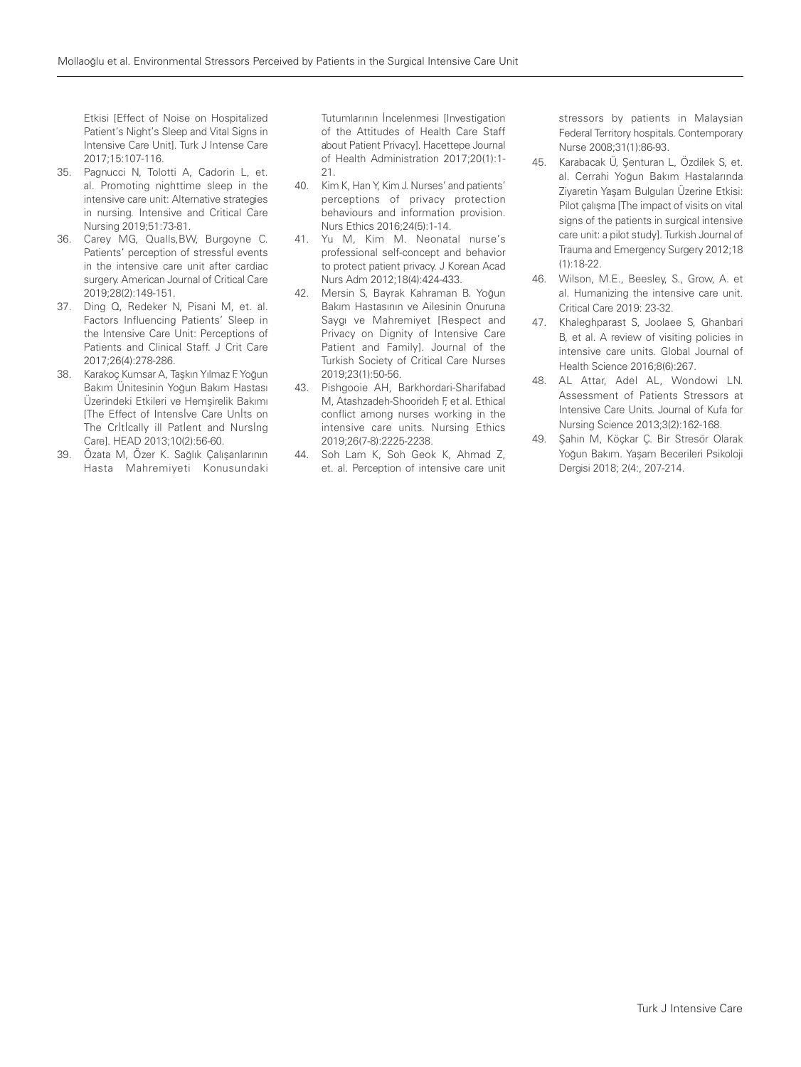Etkisi [Effect of Noise on Hospitalized Patient's Night's Sleep and Vital Signs in Intensive Care Unit]. Turk J Intense Care 2017;15:107-116.

35. Pagnucci N, Tolotti A, Cadorin L, et. al. Promoting nighttime sleep in the intensive care unit: Alternative strategies in nursing. Intensive and Critical Care Nursing 2019;51:73-81.
36. Carey MG, Qualls,BW, Burgoyne C. Patients' perception of stressful events in the intensive care unit after cardiac surgery. American Journal of Critical Care 2019;28(2):149-151.
37. Ding Q, Redeker N, Pisani M, et. al. Factors Influencing Patients' Sleep in the Intensive Care Unit: Perceptions of Patients and Clinical Staff. J Crit Care 2017;26(4):278-286.
38. Karakoç Kumsar A, Taşkın Yılmaz F. Yoğun Bakım Ünitesinin Yoğun Bakım Hastası Üzerindeki Etkileri ve Hemşirelik Bakımı [The Effect of Intensİve Care Unİts on The Crİtİcally ill Patİent and Nursİng Care]. HEAD 2013;10(2):56-60.
39. Özata M, Özer K. Sağlık Çalışanlarının Hasta Mahremiyeti Konusundaki Tutumlarının İncelenmesi [Investigation of the Attitudes of Health Care Staff about Patient Privacy]. Hacettepe Journal of Health Administration 2017;20(1):1-21.
40. Kim K, Han Y, Kim J. Nurses' and patients' perceptions of privacy protection behaviours and information provision. Nurs Ethics 2016;24(5):1-14.
41. Yu M, Kim M. Neonatal nurse's professional self-concept and behavior to protect patient privacy. J Korean Acad Nurs Adm 2012;18(4):424-433.
42. Mersin S, Bayrak Kahraman B. Yoğun Bakım Hastasının ve Ailesinin Onuruna Saygı ve Mahremiyet [Respect and Privacy on Dignity of Intensive Care Patient and Family]. Journal of the Turkish Society of Critical Care Nurses 2019;23(1):50-56.
43. Pishgooie AH, Barkhordari-Sharifabad M, Atashzadeh-Shoorideh F, et al. Ethical conflict among nurses working in the intensive care units. Nursing Ethics 2019;26(7-8):2225-2238.
44. Soh Lam K, Soh Geok K, Ahmad Z, et. al. Perception of intensive care unit stressors by patients in Malaysian Federal Territory hospitals. Contemporary Nurse 2008;31(1):86-93.
45. Karabacak Ü, Şenturan L, Özdilek S, et. al. Cerrahi Yoğun Bakım Hastalarında Ziyaretin Yaşam Bulguları Üzerine Etkisi: Pilot çalışma [The impact of visits on vital signs of the patients in surgical intensive care unit: a pilot study]. Turkish Journal of Trauma and Emergency Surgery 2012;18 (1):18-22.
46. Wilson, M.E., Beesley, S., Grow, A. et al. Humanizing the intensive care unit. Critical Care 2019: 23-32.
47. Khaleghparast S, Joolaee S, Ghanbari B, et al. A review of visiting policies in intensive care units. Global Journal of Health Science 2016;8(6):267.
48. AL Attar, Adel AL, Wondowi LN. Assessment of Patients Stressors at Intensive Care Units. Journal of Kufa for Nursing Science 2013;3(2):162-168.
49. Şahin M, Köçkar Ç. Bir Stresör Olarak Yoğun Bakım. Yaşam Becerileri Psikoloji Dergisi 2018; 2(4:, 207-214.